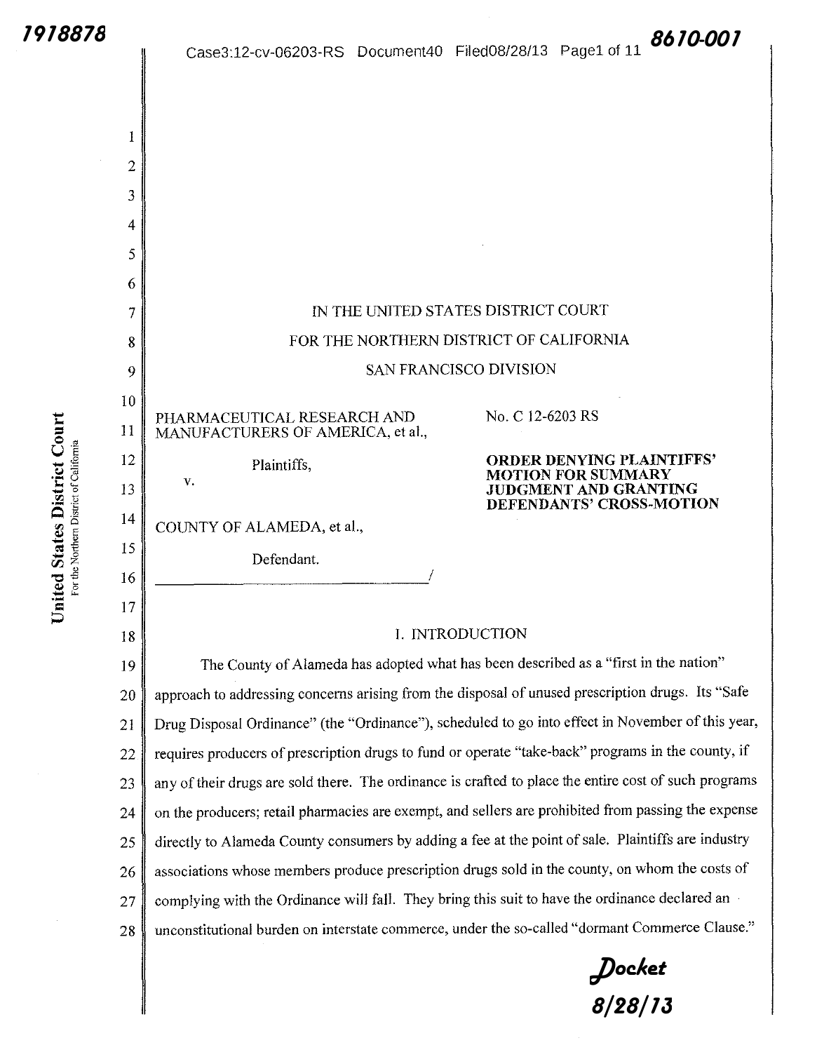IN THE UNITED STATES DISTRICT COURT

FOR THE NORTHERN DISTRICT OF CALIFORNIA

SAN FRANCISCO DIVISION

PHARMACEUTICAL RESEARCH AND MANUFACTURERS OF AMERICA, et al.,

Plaintiffs,

v.

COUNTY OF ALAMEDA, et al.,

Defendant.

No. C 12-6203 RS

**ORDER DENYING PLAINTIFFS' MOTION FOR SUMMARY JUDGMENT AND GRANTING DEFENDANTS' CROSS-MOTION**

## I. INTRODUCTION

The County of Alameda has adopted what has been described as a "first in the nation" approach to addressing concerns arising from the disposal of unused prescription drugs. Its "Safe Drug Disposal Ordinance" (the "Ordinance"), scheduled to go into effect in November of this year, requires producers of prescription drugs to fund or operate "take-back" programs in the county, if any of their drugs are sold there. The ordinance is crafted to place the entire cost of such programs on the producers; retail pharmacies are exempt, and sellers are prohibited from passing the expense directly to Alameda County consumers by adding a fee at the point of sale. Plaintiffs are industry associations whose members produce prescription drugs sold in the county, on whom the costs of complying with the Ordinance will fall. They bring this suit to have the ordinance declared an unconstitutional burden on interstate commerce, under the so-called "dormant Commerce Clause."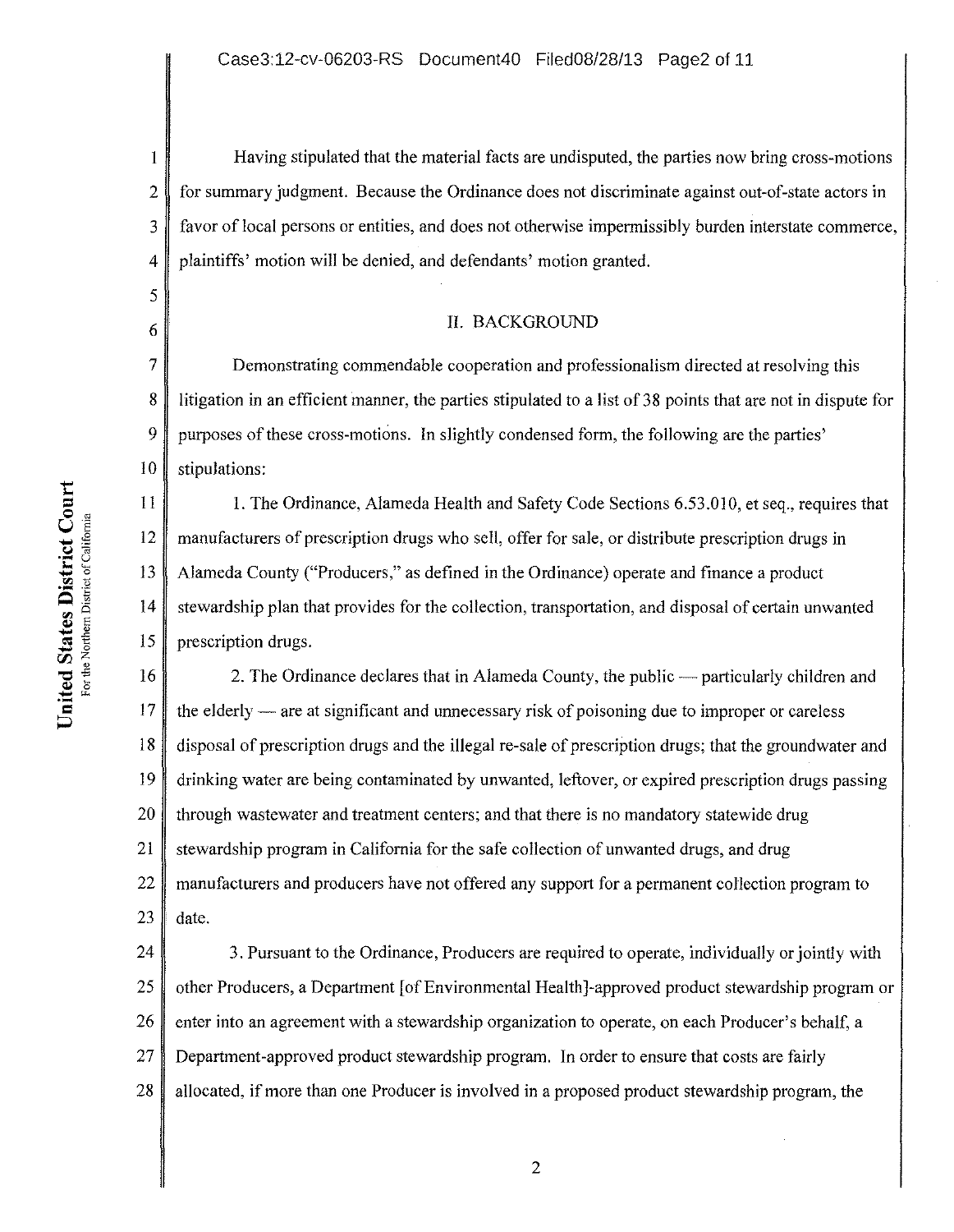Having stipulated that the material facts are undisputed, the parties now bring cross-motions for summary judgment. Because the Ordinance does not discriminate against out-of-state actors in favor of local persons or entities, and does not otherwise impermissibly burden interstate commerce, plaintiffs' motion will be denied, and defendants' motion granted.

## II. BACKGROUND

Demonstrating commendable cooperation and professionalism directed at resolving this litigation in an efficient manner, the parties stipulated to a list of 38 points that are not in dispute for purposes of these cross-motions. In slightly condensed form, the following are the parties' stipulations:

1. The Ordinance, Alameda Health and Safety Code Sections 6.53.010, et seq., requires that manufacturers of prescription drugs who sell, offer for sale, or distribute prescription drugs in Alameda County ("Producers," as defined in the Ordinance) operate and finance a product stewardship plan that provides for the collection, transportation, and disposal of certain unwanted prescription drugs.

2. The Ordinance declares that in Alameda County, the public — particularly children and the elderly — are at significant and unnecessary risk of poisoning due to improper or careless disposal of prescription drugs and the illegal re-sale of prescription drugs; that the groundwater and drinking water are being contaminated by unwanted, leftover, or expired prescription drugs passing through wastewater and treatment centers; and that there is no mandatory statewide drug stewardship program in California for the safe collection of unwanted drugs, and drug manufacturers and producers have not offered any support for a permanent collection program to date.

3. Pursuant to the Ordinance, Producers are required to operate, individually or jointly with other Producers, a Department [of Environmental Health]-approved product stewardship program or enter into an agreement with a stewardship organization to operate, on each Producer's behalf, a Department-approved product stewardship program. In order to ensure that costs are fairly allocated, if more than one Producer is involved in a proposed product stewardship program, the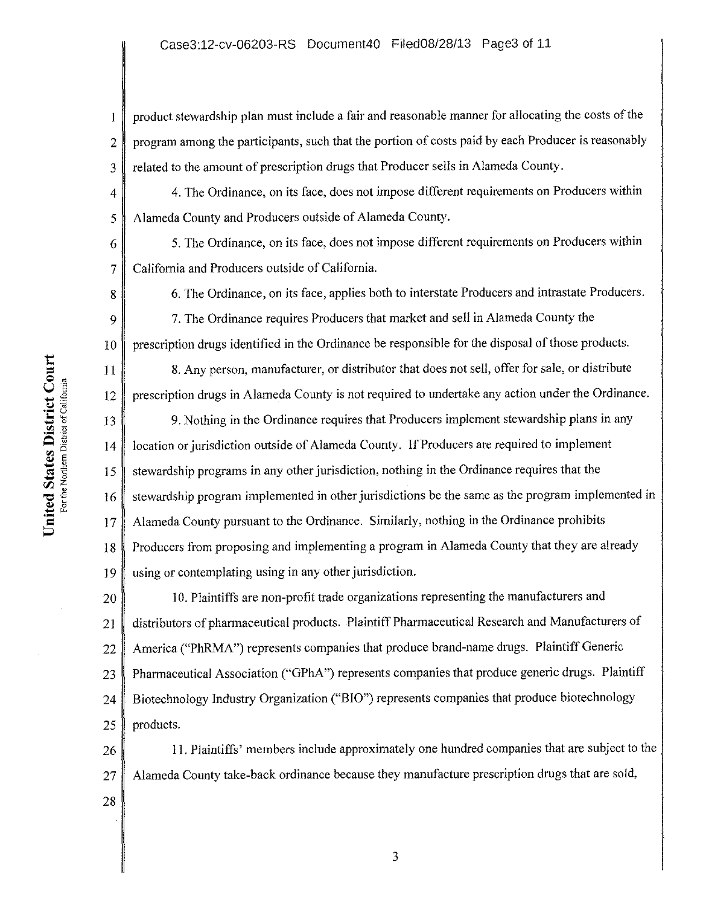product stewardship plan must include a fair and reasonable manner for allocating the costs of the program among the participants, such that the portion of costs paid by each Producer is reasonably related to the amount of prescription drugs that Producer sells in Alameda County.

4. The Ordinance, on its face, does not impose different requirements on Producers within Alameda County and Producers outside of Alameda County.

5. The Ordinance, on its face, does not impose different requirements on Producers within California and Producers outside of California.

6. The Ordinance, on its face, applies both to interstate Producers and intrastate Producers.

7. The Ordinance requires Producers that market and sell in Alameda County the prescription drugs identified in the Ordinance be responsible for the disposal of those products.

8. Any person, manufacturer, or distributor that does not sell, offer for sale, or distribute prescription drugs in Alameda County is not required to undertake any action under the Ordinance.

9. Nothing in the Ordinance requires that Producers implement stewardship plans in any location or jurisdiction outside of Alameda County. If Producers are required to implement stewardship programs in any other jurisdiction, nothing in the Ordinance requires that the stewardship program implemented in other jurisdictions be the same as the program implemented in Alameda County pursuant to the Ordinance. Similarly, nothing in the Ordinance prohibits Producers from proposing and implementing a program in Alameda County that they are already using or contemplating using in any other jurisdiction.

10. Plaintiffs are non-profit trade organizations representing the manufacturers and distributors of pharmaceutical products. Plaintiff Pharmaceutical Research and Manufacturers of America ("PhRMA") represents companies that produce brand-name drugs. Plaintiff Generic Pharmaceutical Association ("GPhA") represents companies that produce generic drugs. Plaintiff Biotechnology Industry Organization ("BIO") represents companies that produce biotechnology products.

11. Plaintiffs' members include approximately one hundred companies that are subject to the Alameda County take-back ordinance because they manufacture prescription drugs that are sold,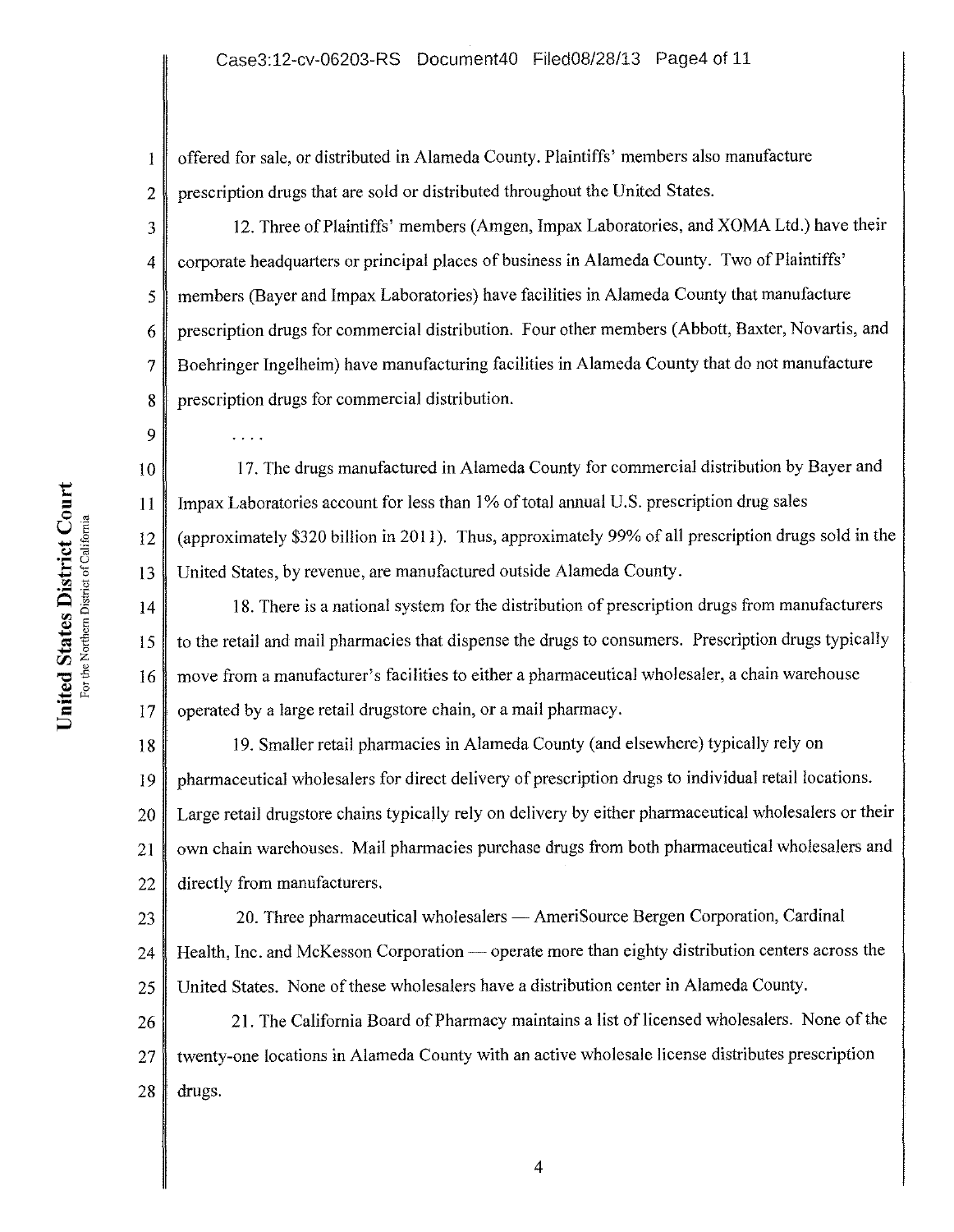offered for sale, or distributed in Alameda County. Plaintiffs' members also manufacture prescription drugs that are sold or distributed throughout the United States.

12. Three of Plaintiffs' members (Amgen, Impax Laboratories, and XOMA Ltd.) have their corporate headquarters or principal places of business in Alameda County. Two of Plaintiffs' members (Bayer and Impax Laboratories) have facilities in Alameda County that manufacture prescription drugs for commercial distribution. Four other members (Abbott, Baxter, Novartis, and Boehringer Ingelheim) have manufacturing facilities in Alameda County that do not manufacture prescription drugs for commercial distribution.

. . . .

17. The drugs manufactured in Alameda County for commercial distribution by Bayer and Impax Laboratories account for less than 1% of total annual U.S. prescription drug sales (approximately $320 billion in 2011). Thus, approximately 99% of all prescription drugs sold in the United States, by revenue, are manufactured outside Alameda County.

18. There is a national system for the distribution of prescription drugs from manufacturers to the retail and mail pharmacies that dispense the drugs to consumers. Prescription drugs typically move from a manufacturer's facilities to either a pharmaceutical wholesaler, a chain warehouse operated by a large retail drugstore chain, or a mail pharmacy.

19. Smaller retail pharmacies in Alameda County (and elsewhere) typically rely on pharmaceutical wholesalers for direct delivery of prescription drugs to individual retail locations. Large retail drugstore chains typically rely on delivery by either pharmaceutical wholesalers or their own chain warehouses. Mail pharmacies purchase drugs from both pharmaceutical wholesalers and directly from manufacturers.

20. Three pharmaceutical wholesalers — AmeriSource Bergen Corporation, Cardinal Health, Inc. and McKesson Corporation — operate more than eighty distribution centers across the United States. None of these wholesalers have a distribution center in Alameda County.

21. The California Board of Pharmacy maintains a list of licensed wholesalers. None of the twenty-one locations in Alameda County with an active wholesale license distributes prescription drugs.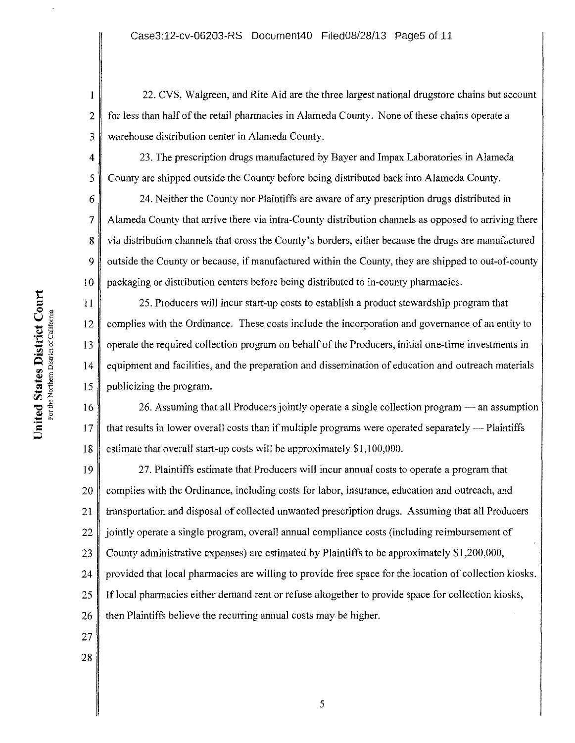22. CVS, Walgreen, and Rite Aid are the three largest national drugstore chains but account for less than half of the retail pharmacies in Alameda County. None of these chains operate a warehouse distribution center in Alameda County.

23. The prescription drugs manufactured by Bayer and Impax Laboratories in Alameda County are shipped outside the County before being distributed back into Alameda County.

24. Neither the County nor Plaintiffs are aware of any prescription drugs distributed in Alameda County that arrive there via intra-County distribution channels as opposed to arriving there via distribution channels that cross the County's borders, either because the drugs are manufactured outside the County or because, if manufactured within the County, they are shipped to out-of-county packaging or distribution centers before being distributed to in-county pharmacies.

25. Producers will incur start-up costs to establish a product stewardship program that complies with the Ordinance. These costs include the incorporation and governance of an entity to operate the required collection program on behalf of the Producers, initial one-time investments in equipment and facilities, and the preparation and dissemination of education and outreach materials publicizing the program.

26. Assuming that all Producers jointly operate a single collection program — an assumption that results in lower overall costs than if multiple programs were operated separately — Plaintiffs estimate that overall start-up costs will be approximately $1,100,000.

27. Plaintiffs estimate that Producers will incur annual costs to operate a program that complies with the Ordinance, including costs for labor, insurance, education and outreach, and transportation and disposal of collected unwanted prescription drugs. Assuming that all Producers jointly operate a single program, overall annual compliance costs (including reimbursement of County administrative expenses) are estimated by Plaintiffs to be approximately $1,200,000, provided that local pharmacies are willing to provide free space for the location of collection kiosks. If local pharmacies either demand rent or refuse altogether to provide space for collection kiosks, then Plaintiffs believe the recurring annual costs may be higher.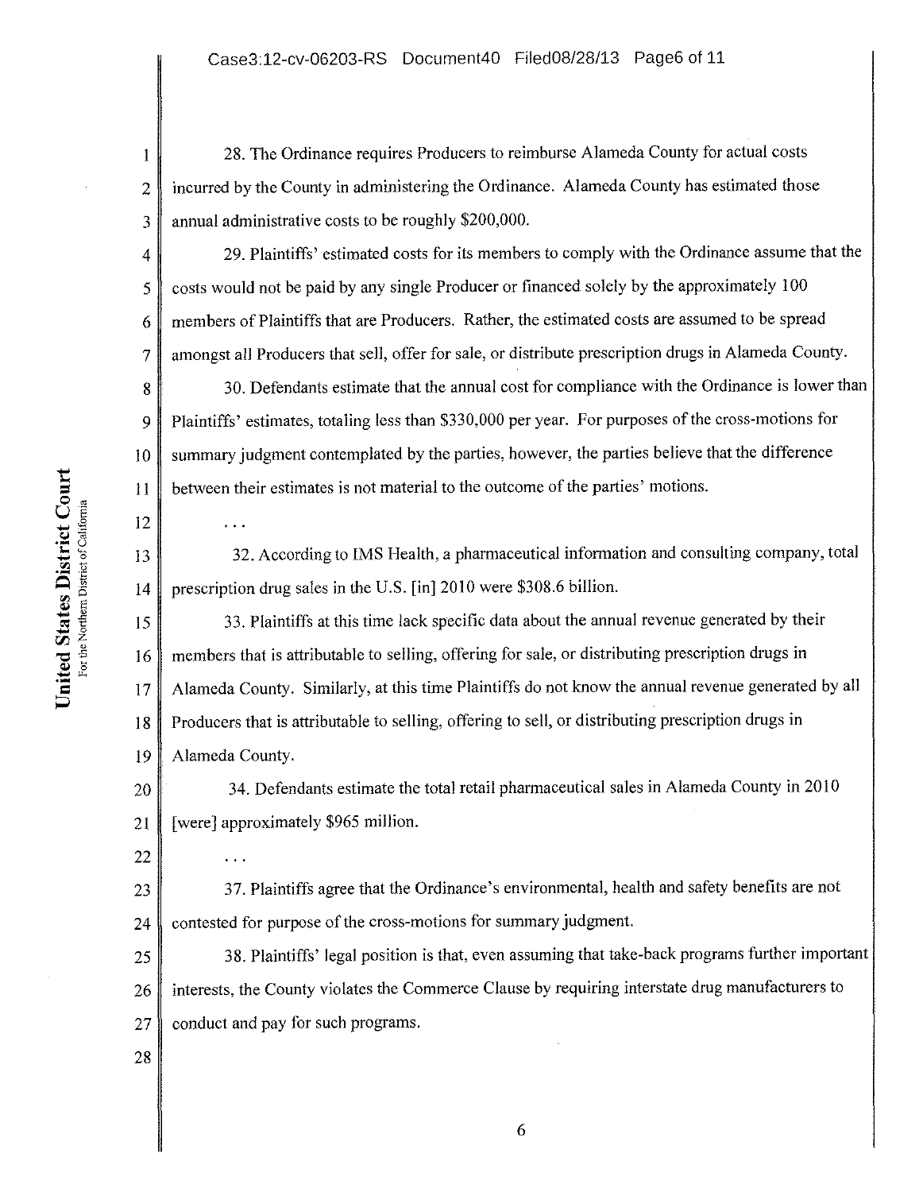28. The Ordinance requires Producers to reimburse Alameda County for actual costs incurred by the County in administering the Ordinance. Alameda County has estimated those annual administrative costs to be roughly $200,000.

29. Plaintiffs' estimated costs for its members to comply with the Ordinance assume that the costs would not be paid by any single Producer or financed solely by the approximately 100 members of Plaintiffs that are Producers. Rather, the estimated costs are assumed to be spread amongst all Producers that sell, offer for sale, or distribute prescription drugs in Alameda County.

30. Defendants estimate that the annual cost for compliance with the Ordinance is lower than Plaintiffs' estimates, totaling less than $330,000 per year. For purposes of the cross-motions for summary judgment contemplated by the parties, however, the parties believe that the difference between their estimates is not material to the outcome of the parties' motions.

. . .

32. According to IMS Health, a pharmaceutical information and consulting company, total prescription drug sales in the U.S. [in] 2010 were $308.6 billion.

33. Plaintiffs at this time lack specific data about the annual revenue generated by their members that is attributable to selling, offering for sale, or distributing prescription drugs in Alameda County. Similarly, at this time Plaintiffs do not know the annual revenue generated by all Producers that is attributable to selling, offering to sell, or distributing prescription drugs in Alameda County.

34. Defendants estimate the total retail pharmaceutical sales in Alameda County in 2010 [were] approximately $965 million.

. . .

37. Plaintiffs agree that the Ordinance's environmental, health and safety benefits are not contested for purpose of the cross-motions for summary judgment.

38. Plaintiffs' legal position is that, even assuming that take-back programs further important interests, the County violates the Commerce Clause by requiring interstate drug manufacturers to conduct and pay for such programs.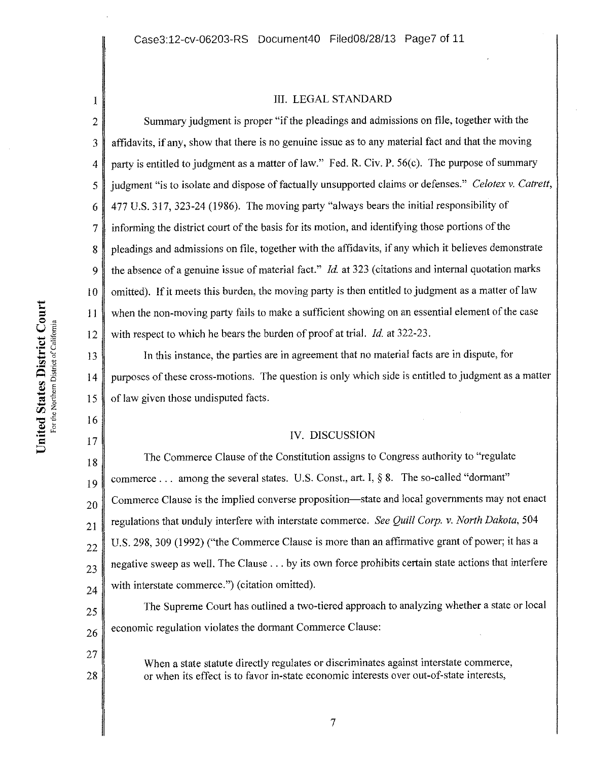## III. LEGAL STANDARD

Summary judgment is proper "if the pleadings and admissions on file, together with the affidavits, if any, show that there is no genuine issue as to any material fact and that the moving party is entitled to judgment as a matter of law." Fed. R. Civ. P. 56(c). The purpose of summary judgment "is to isolate and dispose of factually unsupported claims or defenses." *Celotex v. Catrett*, 477 U.S. 317, 323-24 (1986). The moving party "always bears the initial responsibility of informing the district court of the basis for its motion, and identifying those portions of the pleadings and admissions on file, together with the affidavits, if any which it believes demonstrate the absence of a genuine issue of material fact." *Id.* at 323 (citations and internal quotation marks omitted). If it meets this burden, the moving party is then entitled to judgment as a matter of law when the non-moving party fails to make a sufficient showing on an essential element of the case with respect to which he bears the burden of proof at trial. *Id.* at 322-23.

In this instance, the parties are in agreement that no material facts are in dispute, for purposes of these cross-motions. The question is only which side is entitled to judgment as a matter of law given those undisputed facts.

## IV. DISCUSSION

The Commerce Clause of the Constitution assigns to Congress authority to "regulate commerce . . . among the several states. U.S. Const., art. I, § 8. The so-called "dormant" Commerce Clause is the implied converse proposition—state and local governments may not enact regulations that unduly interfere with interstate commerce. *See Quill Corp. v. North Dakota*, 504 U.S. 298, 309 (1992) ("the Commerce Clause is more than an affirmative grant of power; it has a negative sweep as well. The Clause . . . by its own force prohibits certain state actions that interfere with interstate commerce.") (citation omitted).

The Supreme Court has outlined a two-tiered approach to analyzing whether a state or local economic regulation violates the dormant Commerce Clause:

> When a state statute directly regulates or discriminates against interstate commerce, or when its effect is to favor in-state economic interests over out-of-state interests,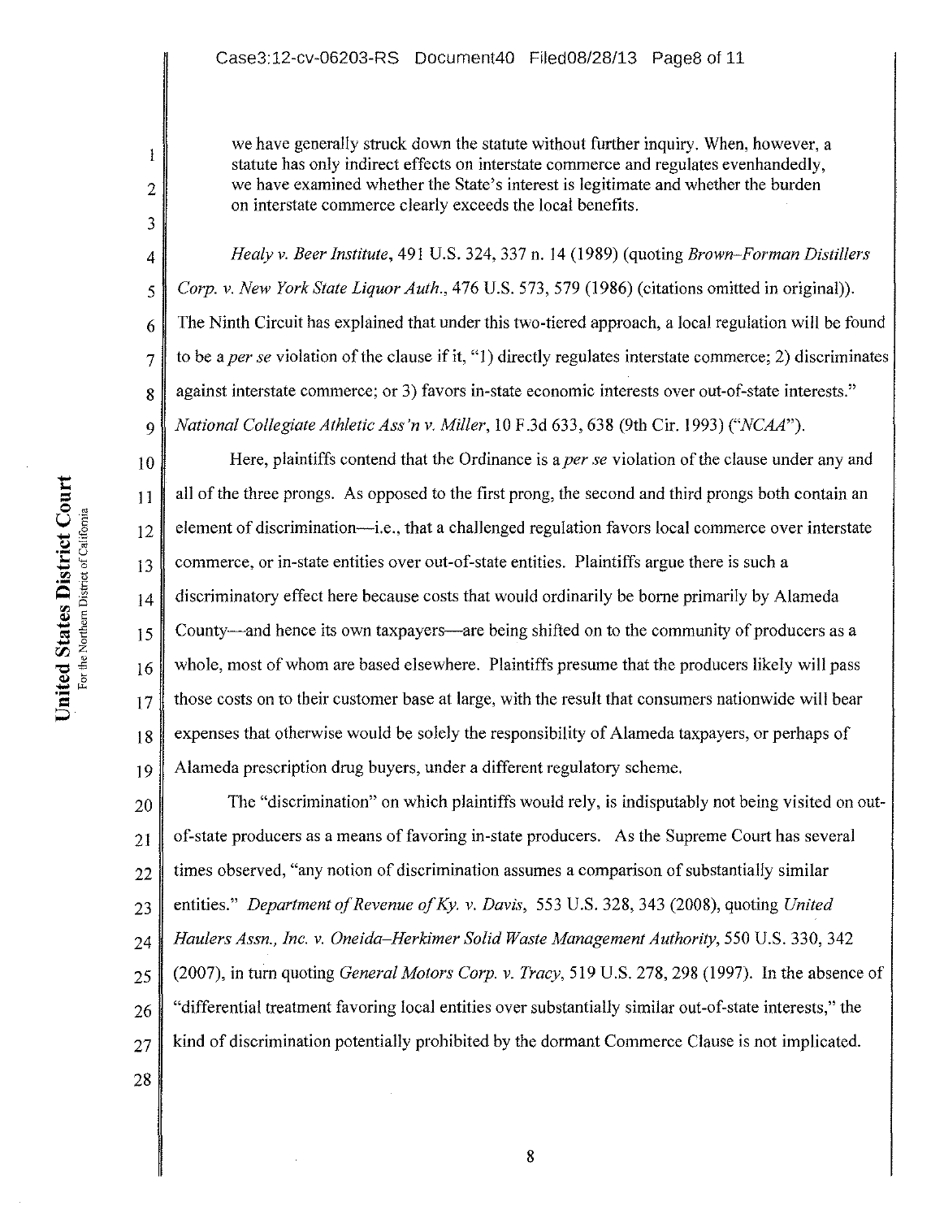> we have generally struck down the statute without further inquiry. When, however, a statute has only indirect effects on interstate commerce and regulates evenhandedly, we have examined whether the State's interest is legitimate and whether the burden on interstate commerce clearly exceeds the local benefits.

*Healy v. Beer Institute*, 491 U.S. 324, 337 n. 14 (1989) (quoting *Brown-Forman Distillers Corp. v. New York State Liquor Auth.*, 476 U.S. 573, 579 (1986) (citations omitted in original)). The Ninth Circuit has explained that under this two-tiered approach, a local regulation will be found to be a *per se* violation of the clause if it, "1) directly regulates interstate commerce; 2) discriminates against interstate commerce; or 3) favors in-state economic interests over out-of-state interests." *National Collegiate Athletic Ass'n v. Miller*, 10 F.3d 633, 638 (9th Cir. 1993) ("*NCAA*").

Here, plaintiffs contend that the Ordinance is a *per se* violation of the clause under any and all of the three prongs. As opposed to the first prong, the second and third prongs both contain an element of discrimination—i.e., that a challenged regulation favors local commerce over interstate commerce, or in-state entities over out-of-state entities. Plaintiffs argue there is such a discriminatory effect here because costs that would ordinarily be borne primarily by Alameda County—and hence its own taxpayers—are being shifted on to the community of producers as a whole, most of whom are based elsewhere. Plaintiffs presume that the producers likely will pass those costs on to their customer base at large, with the result that consumers nationwide will bear expenses that otherwise would be solely the responsibility of Alameda taxpayers, or perhaps of Alameda prescription drug buyers, under a different regulatory scheme.

The "discrimination" on which plaintiffs would rely, is indisputably not being visited on out-of-state producers as a means of favoring in-state producers. As the Supreme Court has several times observed, "any notion of discrimination assumes a comparison of substantially similar entities." *Department of Revenue of Ky. v. Davis*, 553 U.S. 328, 343 (2008), quoting *United Haulers Assn., Inc. v. Oneida–Herkimer Solid Waste Management Authority*, 550 U.S. 330, 342 (2007), in turn quoting *General Motors Corp. v. Tracy*, 519 U.S. 278, 298 (1997). In the absence of "differential treatment favoring local entities over substantially similar out-of-state interests," the kind of discrimination potentially prohibited by the dormant Commerce Clause is not implicated.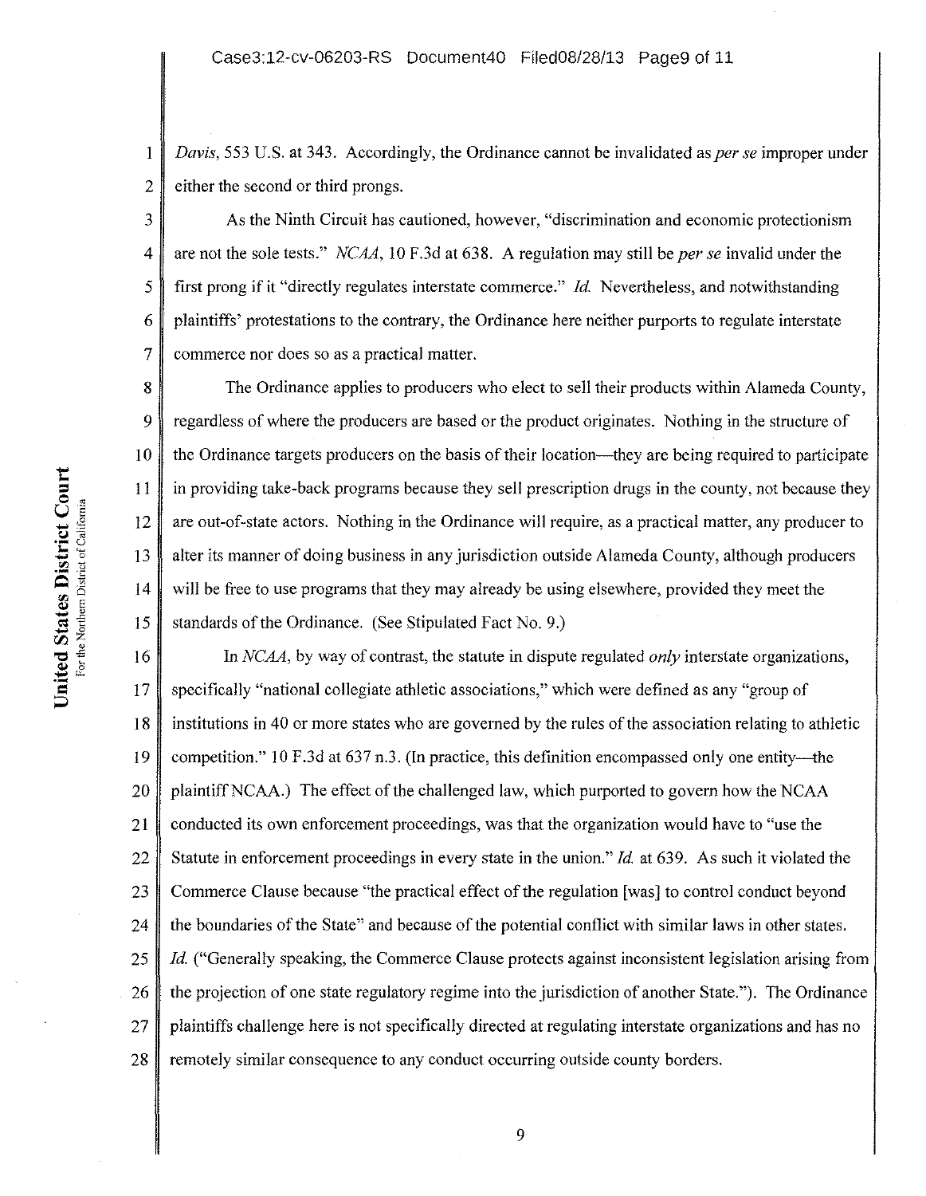*Davis*, 553 U.S. at 343. Accordingly, the Ordinance cannot be invalidated as *per se* improper under either the second or third prongs.

As the Ninth Circuit has cautioned, however, "discrimination and economic protectionism are not the sole tests." *NCAA*, 10 F.3d at 638. A regulation may still be *per se* invalid under the first prong if it "directly regulates interstate commerce." *Id.* Nevertheless, and notwithstanding plaintiffs' protestations to the contrary, the Ordinance here neither purports to regulate interstate commerce nor does so as a practical matter.

The Ordinance applies to producers who elect to sell their products within Alameda County, regardless of where the producers are based or the product originates. Nothing in the structure of the Ordinance targets producers on the basis of their location—they are being required to participate in providing take-back programs because they sell prescription drugs in the county, not because they are out-of-state actors. Nothing in the Ordinance will require, as a practical matter, any producer to alter its manner of doing business in any jurisdiction outside Alameda County, although producers will be free to use programs that they may already be using elsewhere, provided they meet the standards of the Ordinance. (See Stipulated Fact No. 9.)

In *NCAA*, by way of contrast, the statute in dispute regulated *only* interstate organizations, specifically "national collegiate athletic associations," which were defined as any "group of institutions in 40 or more states who are governed by the rules of the association relating to athletic competition." 10 F.3d at 637 n.3. (In practice, this definition encompassed only one entity—the plaintiff NCAA.) The effect of the challenged law, which purported to govern how the NCAA conducted its own enforcement proceedings, was that the organization would have to "use the Statute in enforcement proceedings in every state in the union." *Id.* at 639. As such it violated the Commerce Clause because "the practical effect of the regulation [was] to control conduct beyond the boundaries of the State" and because of the potential conflict with similar laws in other states. *Id.* ("Generally speaking, the Commerce Clause protects against inconsistent legislation arising from the projection of one state regulatory regime into the jurisdiction of another State."). The Ordinance plaintiffs challenge here is not specifically directed at regulating interstate organizations and has no remotely similar consequence to any conduct occurring outside county borders.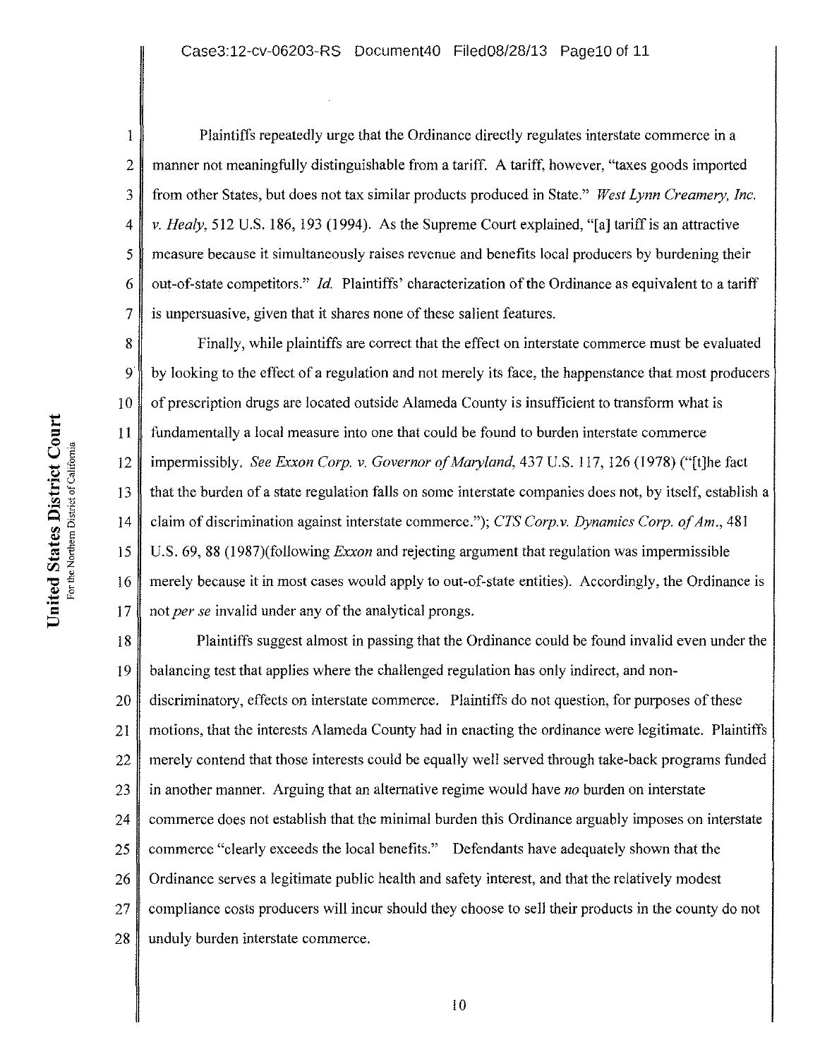Plaintiffs repeatedly urge that the Ordinance directly regulates interstate commerce in a manner not meaningfully distinguishable from a tariff. A tariff, however, "taxes goods imported from other States, but does not tax similar products produced in State." *West Lynn Creamery, Inc. v. Healy*, 512 U.S. 186, 193 (1994). As the Supreme Court explained, "[a] tariff is an attractive measure because it simultaneously raises revenue and benefits local producers by burdening their out-of-state competitors." *Id.* Plaintiffs' characterization of the Ordinance as equivalent to a tariff is unpersuasive, given that it shares none of these salient features.

Finally, while plaintiffs are correct that the effect on interstate commerce must be evaluated by looking to the effect of a regulation and not merely its face, the happenstance that most producers of prescription drugs are located outside Alameda County is insufficient to transform what is fundamentally a local measure into one that could be found to burden interstate commerce impermissibly. *See Exxon Corp. v. Governor of Maryland*, 437 U.S. 117, 126 (1978) ("[t]he fact that the burden of a state regulation falls on some interstate companies does not, by itself, establish a claim of discrimination against interstate commerce."); *CTS Corp.v. Dynamics Corp. of Am.*, 481 U.S. 69, 88 (1987)(following *Exxon* and rejecting argument that regulation was impermissible merely because it in most cases would apply to out-of-state entities). Accordingly, the Ordinance is not *per se* invalid under any of the analytical prongs.

Plaintiffs suggest almost in passing that the Ordinance could be found invalid even under the balancing test that applies where the challenged regulation has only indirect, and non-discriminatory, effects on interstate commerce. Plaintiffs do not question, for purposes of these motions, that the interests Alameda County had in enacting the ordinance were legitimate. Plaintiffs merely contend that those interests could be equally well served through take-back programs funded in another manner. Arguing that an alternative regime would have *no* burden on interstate commerce does not establish that the minimal burden this Ordinance arguably imposes on interstate commerce "clearly exceeds the local benefits." Defendants have adequately shown that the Ordinance serves a legitimate public health and safety interest, and that the relatively modest compliance costs producers will incur should they choose to sell their products in the county do not unduly burden interstate commerce.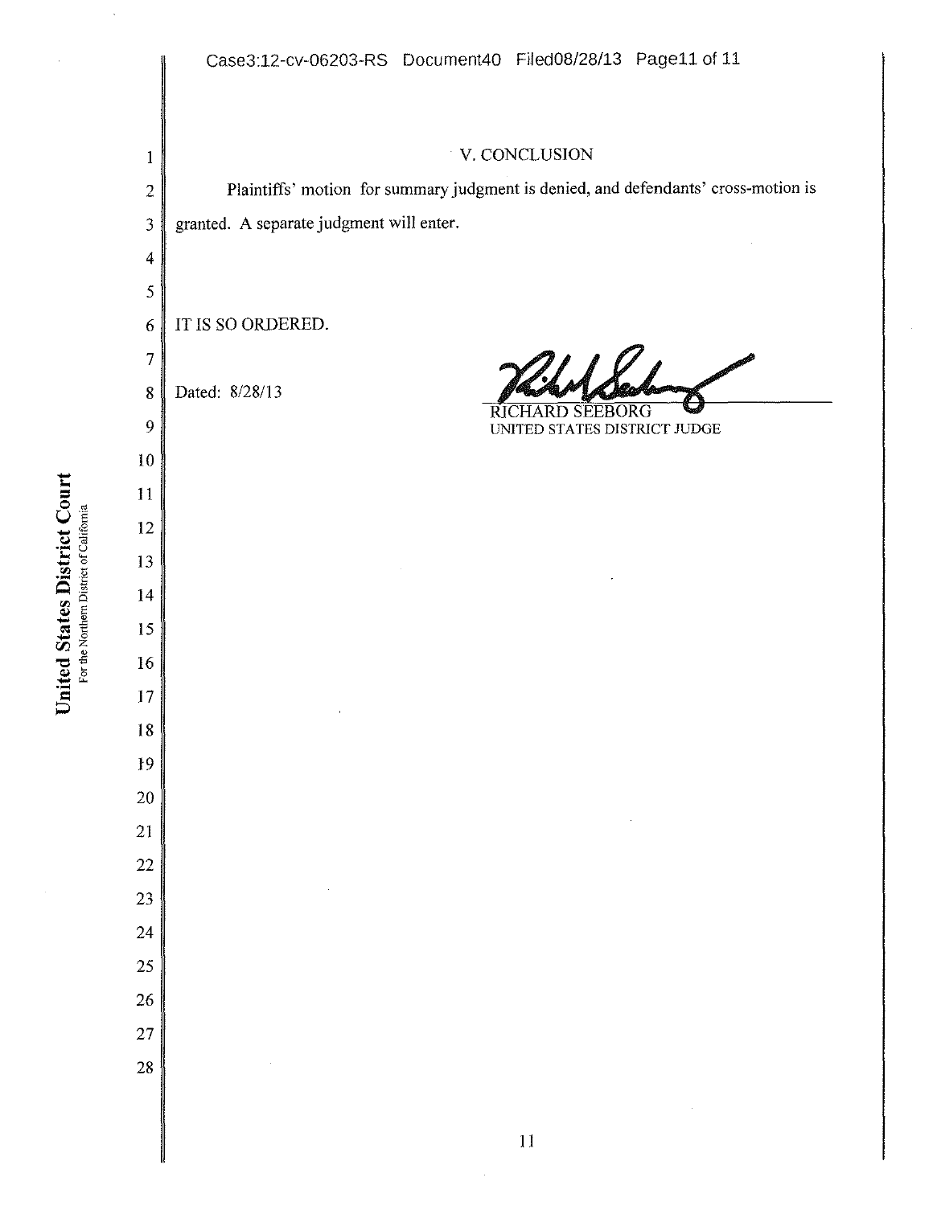## V. CONCLUSION

Plaintiffs' motion for summary judgment is denied, and defendants' cross-motion is granted. A separate judgment will enter.

IT IS SO ORDERED.

Dated: 8/28/13

RICHARD SEEBORG
UNITED STATES DISTRICT JUDGE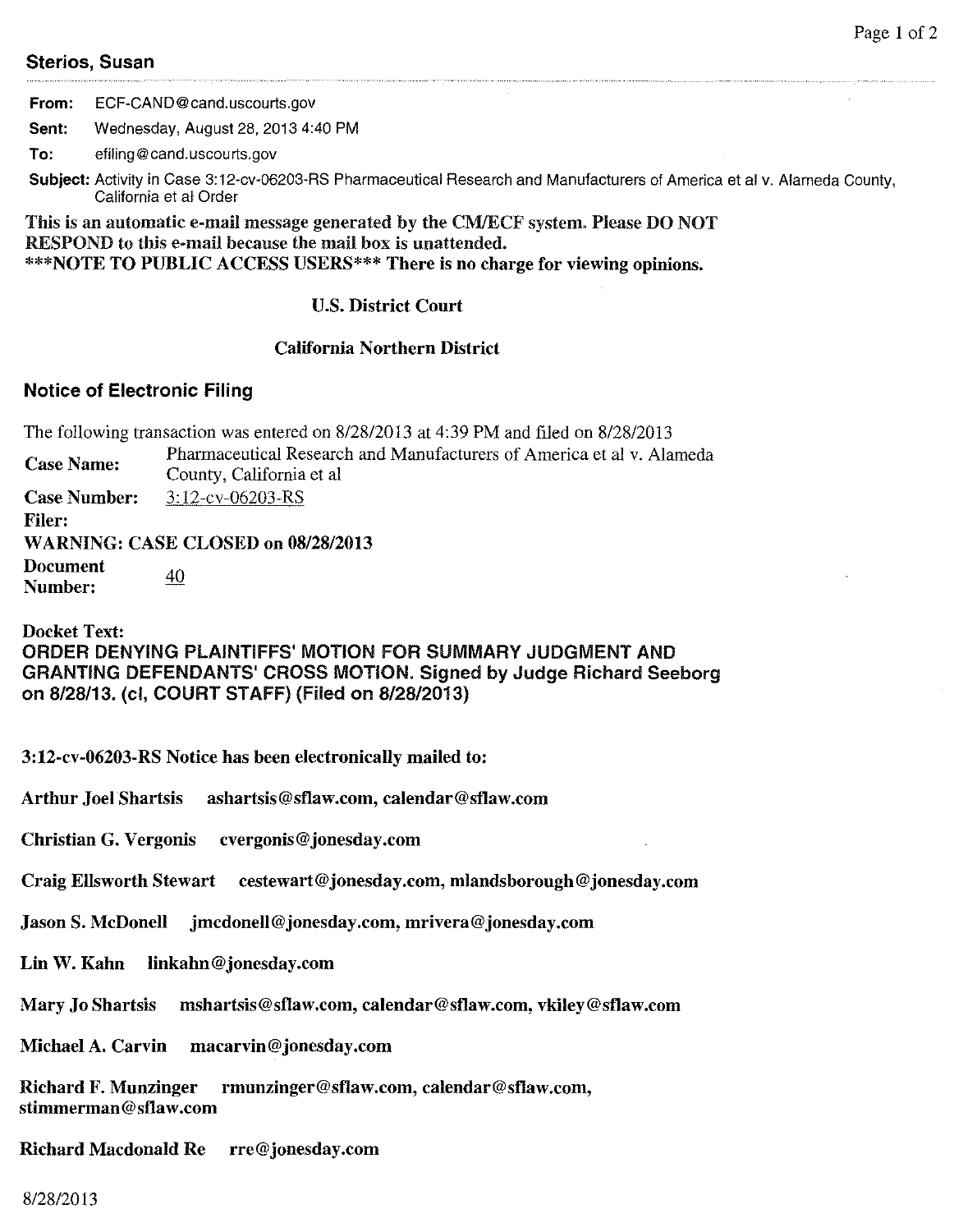**Sterios, Susan**

**From:** ECF-CAND@cand.uscourts.gov

**Sent:** Wednesday, August 28, 2013 4:40 PM

**To:** efiling@cand.uscourts.gov

**Subject:** Activity in Case 3:12-cv-06203-RS Pharmaceutical Research and Manufacturers of America et al v. Alameda County, California et al Order

**This is an automatic e-mail message generated by the CM/ECF system. Please DO NOT RESPOND to this e-mail because the mail box is unattended.**
**\*\*\*NOTE TO PUBLIC ACCESS USERS\*\*\* There is no charge for viewing opinions.**

**U.S. District Court**

**California Northern District**

## Notice of Electronic Filing

The following transaction was entered on 8/28/2013 at 4:39 PM and filed on 8/28/2013

**Case Name:** Pharmaceutical Research and Manufacturers of America et al v. Alameda County, California et al
**Case Number:** 3:12-cv-06203-RS
**Filer:**
**WARNING: CASE CLOSED on 08/28/2013**
**Document Number:** 40

**Docket Text:**
**ORDER DENYING PLAINTIFFS' MOTION FOR SUMMARY JUDGMENT AND GRANTING DEFENDANTS' CROSS MOTION. Signed by Judge Richard Seeborg on 8/28/13. (cl, COURT STAFF) (Filed on 8/28/2013)**

**3:12-cv-06203-RS Notice has been electronically mailed to:**

**Arthur Joel Shartsis** ashartsis@sflaw.com, calendar@sflaw.com

**Christian G. Vergonis** cvergonis@jonesday.com

**Craig Ellsworth Stewart** cestewart@jonesday.com, mlandsborough@jonesday.com

**Jason S. McDonell** jmcdonell@jonesday.com, mrivera@jonesday.com

**Lin W. Kahn** linkahn@jonesday.com

**Mary Jo Shartsis** mshartsis@sflaw.com, calendar@sflaw.com, vkiley@sflaw.com

**Michael A. Carvin** macarvin@jonesday.com

**Richard F. Munzinger** rmunzinger@sflaw.com, calendar@sflaw.com, stimmerman@sflaw.com

**Richard Macdonald Re** rre@jonesday.com